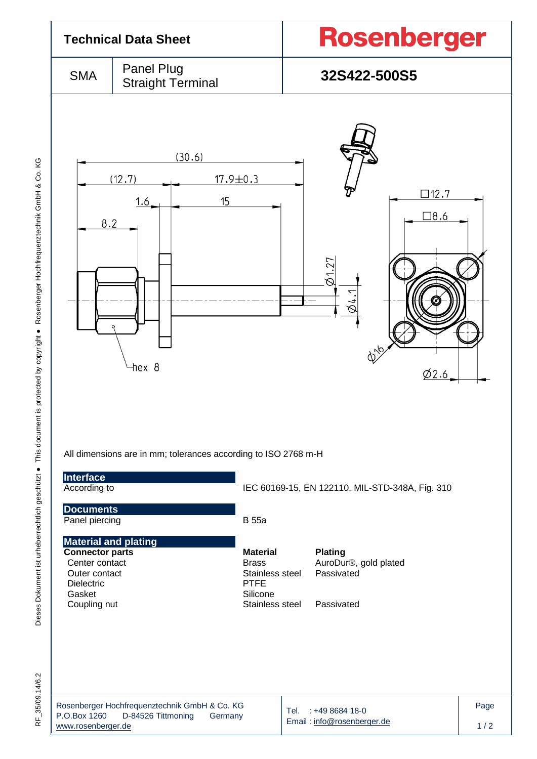# Technical Data Sheet

# Rosenberger

| SMA | Panel Plug Straight Terminal | 32S422-500S5 |
|---|---|---|

All dimensions are in mm; tolerances according to ISO 2768 m-H

## Interface

| | |
|---|---|
| According to | IEC 60169-15, EN 122110, MIL-STD-348A, Fig. 310 |

## Documents

| | |
|---|---|
| Panel piercing | B 55a |

## Material and plating

| Connector parts | Material | Plating |
|---|---|---|
| Center contact | Brass | AuroDur®, gold plated |
| Outer contact | Stainless steel | Passivated |
| Dielectric | PTFE | |
| Gasket | Silicone | |
| Coupling nut | Stainless steel | Passivated |

Rosenberger Hochfrequenztechnik GmbH & Co. KG
P.O.Box 1260 D-84526 Tittmoning Germany
www.rosenberger.de

Tel. : +49 8684 18-0
Email : info@rosenberger.de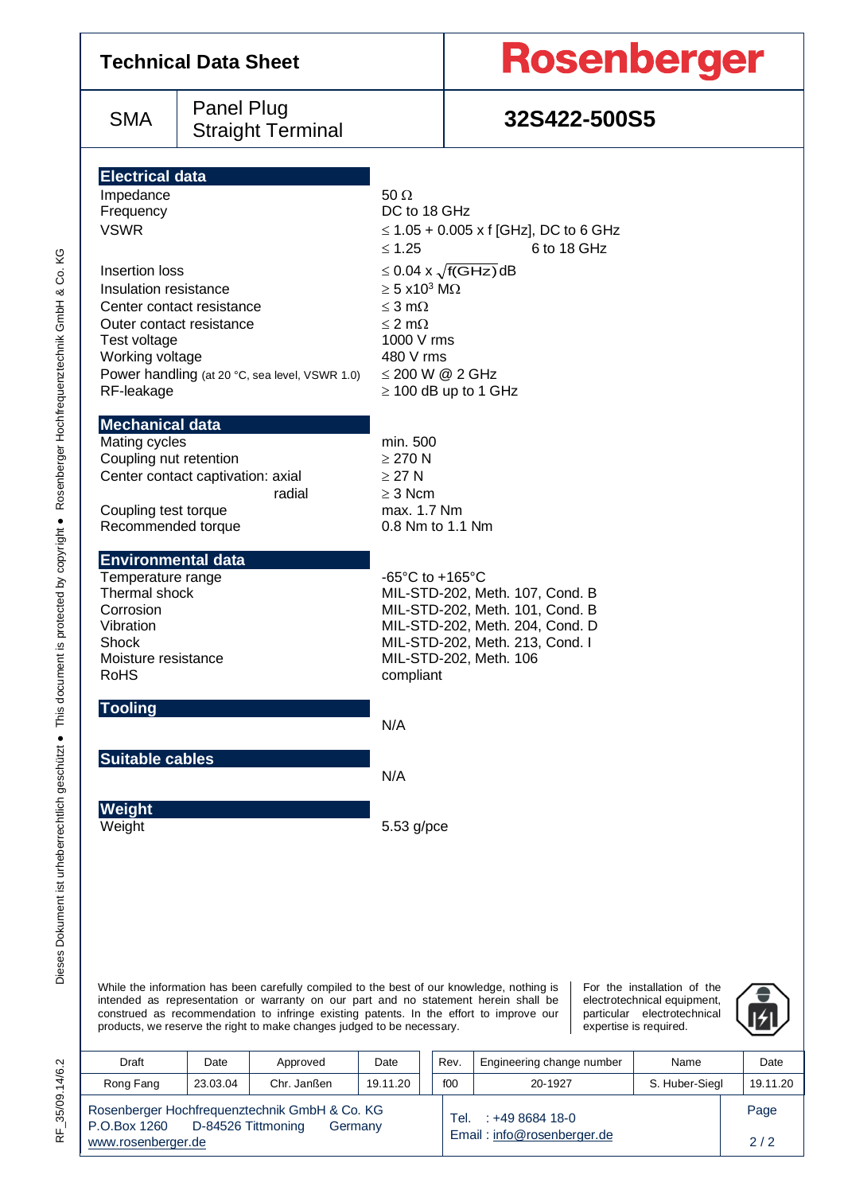# Technical Data Sheet

**Rosenberger**

| SMA | Panel Plug Straight Terminal | 32S422-500S5 |
|---|---|---|

## Electrical data

| | |
|---|---|
| Impedance | 50 Ω |
| Frequency | DC to 18 GHz |
| VSWR | ≤ 1.05 + 0.005 x f [GHz], DC to 6 GHz |
| | ≤ 1.25 6 to 18 GHz |
| Insertion loss | ≤ 0.04 x $\sqrt{f(GHz)}$ dB |
| Insulation resistance | ≥ 5 x$10^3$ MΩ |
| Center contact resistance | ≤ 3 mΩ |
| Outer contact resistance | ≤ 2 mΩ |
| Test voltage | 1000 V rms |
| Working voltage | 480 V rms |
| Power handling (at 20 °C, sea level, VSWR 1.0) | ≤ 200 W @ 2 GHz |
| RF-leakage | ≥ 100 dB up to 1 GHz |

## Mechanical data

| | |
|---|---|
| Mating cycles | min. 500 |
| Coupling nut retention | ≥ 270 N |
| Center contact captivation: axial | ≥ 27 N |
| radial | ≥ 3 Ncm |
| Coupling test torque | max. 1.7 Nm |
| Recommended torque | 0.8 Nm to 1.1 Nm |

## Environmental data

| | |
|---|---|
| Temperature range | -65°C to +165°C |
| Thermal shock | MIL-STD-202, Meth. 107, Cond. B |
| Corrosion | MIL-STD-202, Meth. 101, Cond. B |
| Vibration | MIL-STD-202, Meth. 204, Cond. D |
| Shock | MIL-STD-202, Meth. 213, Cond. I |
| Moisture resistance | MIL-STD-202, Meth. 106 |
| RoHS | compliant |

## Tooling

N/A

## Suitable cables

N/A

## Weight

| | |
|---|---|
| Weight | 5.53 g/pce |

While the information has been carefully compiled to the best of our knowledge, nothing is intended as representation or warranty on our part and no statement herein shall be construed as recommendation to infringe existing patents. In the effort to improve our products, we reserve the right to make changes judged to be necessary.

For the installation of the electrotechnical equipment, particular electrotechnical expertise is required.

| Draft | Date | Approved | Date | Rev. | Engineering change number | Name | Date |
|---|---|---|---|---|---|---|---|
| Rong Fang | 23.03.04 | Chr. Janßen | 19.11.20 | f00 | 20-1927 | S. Huber-Siegl | 19.11.20 |

Rosenberger Hochfrequenztechnik GmbH & Co. KG
P.O.Box 1260 D-84526 Tittmoning Germany
www.rosenberger.de

Tel. : +49 8684 18-0
Email : info@rosenberger.de

Dieses Dokument ist urheberrechtlich geschützt ● This document is protected by copyright ● Rosenberger Hochfrequenztechnik GmbH & Co. KG

RF_35/09.14/6.2